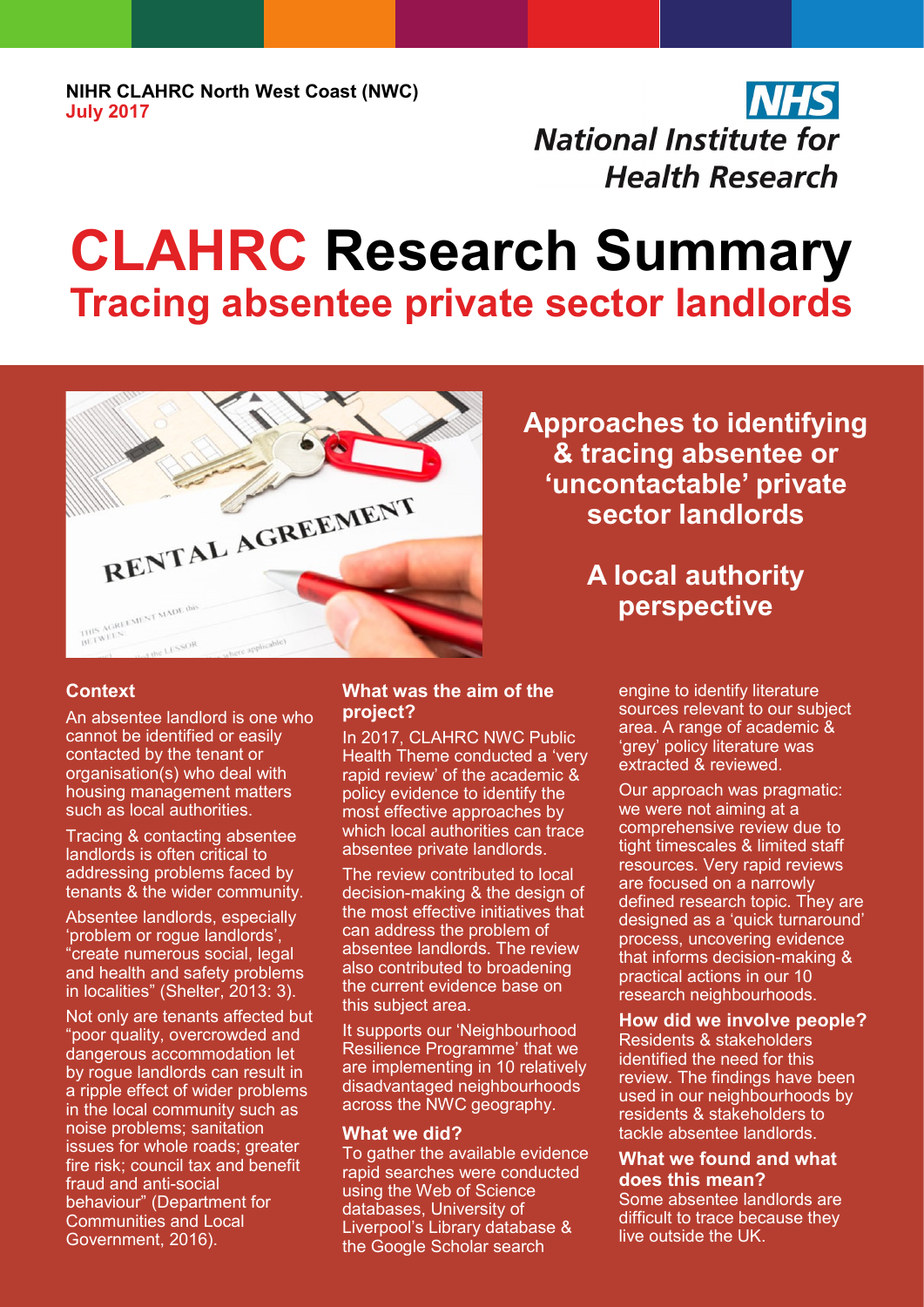NIHR CLAHRC North West Coast (NWC)
July 2017

# CLAHRC Research Summary
## Tracing absentee private sector landlords

## Approaches to identifying & tracing absentee or 'uncontactable' private sector landlords

## A local authority perspective

### Context

An absentee landlord is one who cannot be identified or easily contacted by the tenant or organisation(s) who deal with housing management matters such as local authorities.

Tracing & contacting absentee landlords is often critical to addressing problems faced by tenants & the wider community.

Absentee landlords, especially 'problem or rogue landlords', "create numerous social, legal and health and safety problems in localities" (Shelter, 2013: 3).

Not only are tenants affected but "poor quality, overcrowded and dangerous accommodation let by rogue landlords can result in a ripple effect of wider problems in the local community such as noise problems; sanitation issues for whole roads; greater fire risk; council tax and benefit fraud and anti-social behaviour" (Department for Communities and Local Government, 2016).

### What was the aim of the project?

In 2017, CLAHRC NWC Public Health Theme conducted a 'very rapid review' of the academic & policy evidence to identify the most effective approaches by which local authorities can trace absentee private landlords.

The review contributed to local decision-making & the design of the most effective initiatives that can address the problem of absentee landlords. The review also contributed to broadening the current evidence base on this subject area.

It supports our 'Neighbourhood Resilience Programme' that we are implementing in 10 relatively disadvantaged neighbourhoods across the NWC geography.

### What we did?

To gather the available evidence rapid searches were conducted using the Web of Science databases, University of Liverpool's Library database & the Google Scholar search engine to identify literature sources relevant to our subject area. A range of academic & 'grey' policy literature was extracted & reviewed.

Our approach was pragmatic: we were not aiming at a comprehensive review due to tight timescales & limited staff resources. Very rapid reviews are focused on a narrowly defined research topic. They are designed as a 'quick turnaround' process, uncovering evidence that informs decision-making & practical actions in our 10 research neighbourhoods.

### How did we involve people?

Residents & stakeholders identified the need for this review. The findings have been used in our neighbourhoods by residents & stakeholders to tackle absentee landlords.

### What we found and what does this mean?

Some absentee landlords are difficult to trace because they live outside the UK.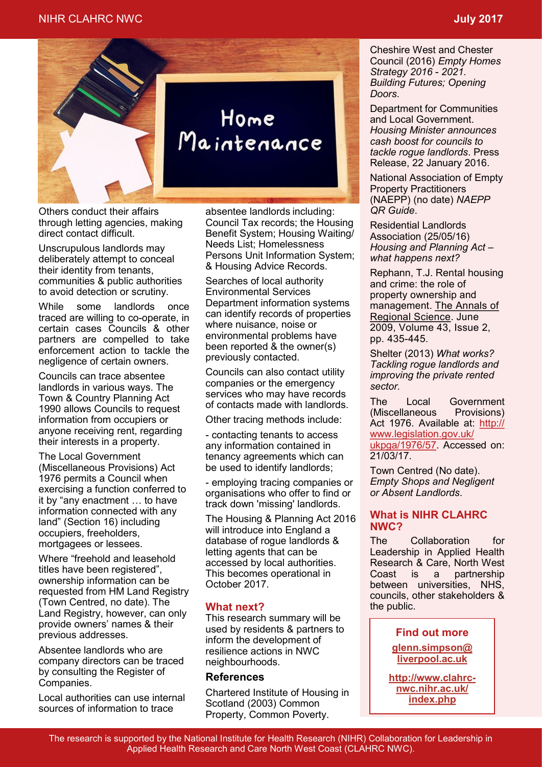Others conduct their affairs through letting agencies, making direct contact difficult.

Unscrupulous landlords may deliberately attempt to conceal their identity from tenants, communities & public authorities to avoid detection or scrutiny.

While some landlords once traced are willing to co-operate, in certain cases Councils & other partners are compelled to take enforcement action to tackle the negligence of certain owners.

Councils can trace absentee landlords in various ways. The Town & Country Planning Act 1990 allows Councils to request information from occupiers or anyone receiving rent, regarding their interests in a property.

The Local Government (Miscellaneous Provisions) Act 1976 permits a Council when exercising a function conferred to it by "any enactment … to have information connected with any land" (Section 16) including occupiers, freeholders, mortgagees or lessees.

Where "freehold and leasehold titles have been registered", ownership information can be requested from HM Land Registry (Town Centred, no date). The Land Registry, however, can only provide owners' names & their previous addresses.

Absentee landlords who are company directors can be traced by consulting the Register of Companies.

Local authorities can use internal sources of information to trace absentee landlords including: Council Tax records; the Housing Benefit System; Housing Waiting/ Needs List; Homelessness Persons Unit Information System; & Housing Advice Records.

Searches of local authority Environmental Services Department information systems can identify records of properties where nuisance, noise or environmental problems have been reported & the owner(s) previously contacted.

Councils can also contact utility companies or the emergency services who may have records of contacts made with landlords.

Other tracing methods include:

- contacting tenants to access any information contained in tenancy agreements which can be used to identify landlords;

- employing tracing companies or organisations who offer to find or track down 'missing' landlords.

The Housing & Planning Act 2016 will introduce into England a database of rogue landlords & letting agents that can be accessed by local authorities. This becomes operational in October 2017.

## What next?

This research summary will be used by residents & partners to inform the development of resilience actions in NWC neighbourhoods.

### References

Chartered Institute of Housing in Scotland (2003) Common Property, Common Poverty.

Cheshire West and Chester Council (2016) *Empty Homes Strategy 2016 - 2021. Building Futures; Opening Doors*.

Department for Communities and Local Government. *Housing Minister announces cash boost for councils to tackle rogue landlords*. Press Release, 22 January 2016.

National Association of Empty Property Practitioners (NAEPP) (no date) *NAEPP QR Guide*.

Residential Landlords Association (25/05/16) *Housing and Planning Act – what happens next?*

Rephann, T.J. Rental housing and crime: the role of property ownership and management. The Annals of Regional Science. June 2009, Volume 43, Issue 2, pp. 435-445.

Shelter (2013) *What works? Tackling rogue landlords and improving the private rented sector*.

The Local Government (Miscellaneous Provisions) Act 1976. Available at: http://www.legislation.gov.uk/ukpga/1976/57. Accessed on: 21/03/17.

Town Centred (No date). *Empty Shops and Negligent or Absent Landlords*.

## What is NIHR CLAHRC NWC?

The Collaboration for Leadership in Applied Health Research & Care, North West Coast is a partnership between universities, NHS, councils, other stakeholders & the public.

**Find out more**

**glenn.simpson@liverpool.ac.uk**

**http://www.clahrc-nwc.nihr.ac.uk/index.php**

The research is supported by the National Institute for Health Research (NIHR) Collaboration for Leadership in Applied Health Research and Care North West Coast (CLAHRC NWC).